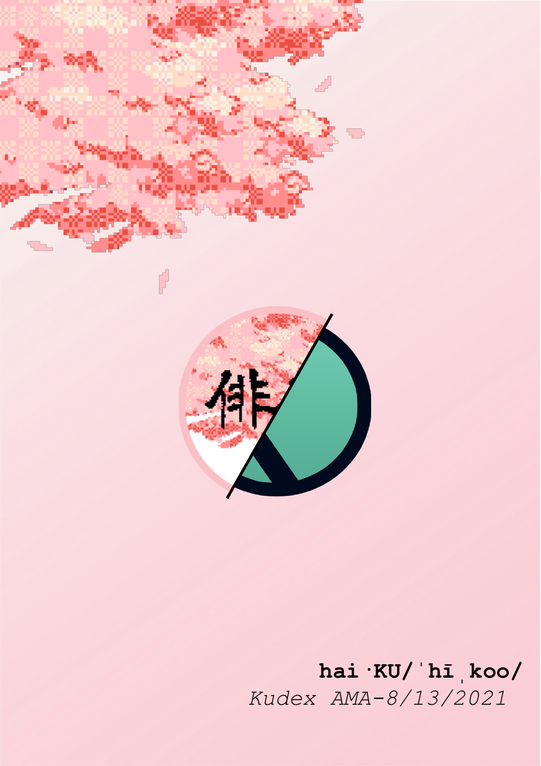**hai·KU/ˈhīˌkoo/**

*Kudex AMA-8/13/2021*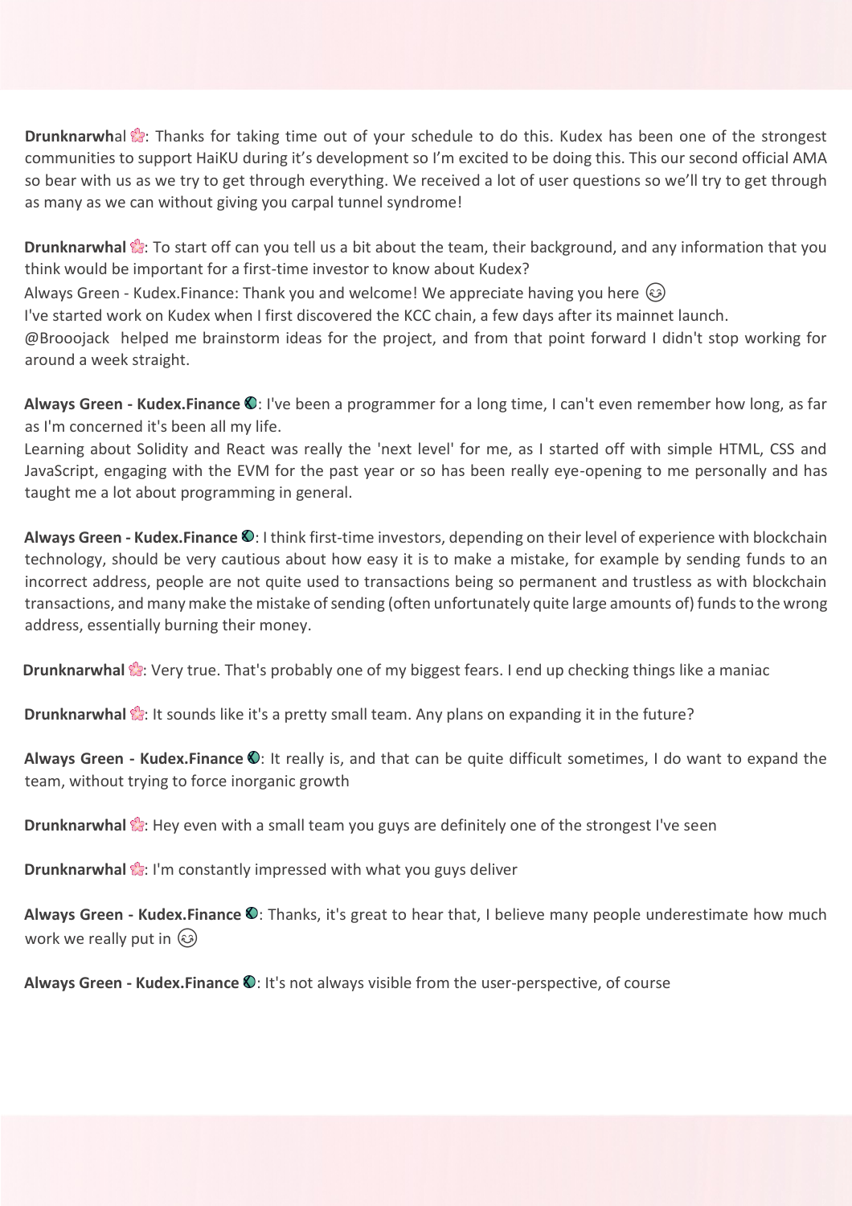**Drunknarwhal** 🌸: Thanks for taking time out of your schedule to do this. Kudex has been one of the strongest communities to support HaiKU during it's development so I'm excited to be doing this. This our second official AMA so bear with us as we try to get through everything. We received a lot of user questions so we'll try to get through as many as we can without giving you carpal tunnel syndrome!

**Drunknarwhal** 🌸: To start off can you tell us a bit about the team, their background, and any information that you think would be important for a first-time investor to know about Kudex?

Always Green - Kudex.Finance: Thank you and welcome! We appreciate having you here 😊

I've started work on Kudex when I first discovered the KCC chain, a few days after its mainnet launch.

@Brooojack helped me brainstorm ideas for the project, and from that point forward I didn't stop working for around a week straight.

**Always Green - Kudex.Finance** 🌍: I've been a programmer for a long time, I can't even remember how long, as far as I'm concerned it's been all my life.

Learning about Solidity and React was really the 'next level' for me, as I started off with simple HTML, CSS and JavaScript, engaging with the EVM for the past year or so has been really eye-opening to me personally and has taught me a lot about programming in general.

**Always Green - Kudex.Finance** 🌍: I think first-time investors, depending on their level of experience with blockchain technology, should be very cautious about how easy it is to make a mistake, for example by sending funds to an incorrect address, people are not quite used to transactions being so permanent and trustless as with blockchain transactions, and many make the mistake of sending (often unfortunately quite large amounts of) funds to the wrong address, essentially burning their money.

**Drunknarwhal** 🌸: Very true. That's probably one of my biggest fears. I end up checking things like a maniac

**Drunknarwhal** 🌸: It sounds like it's a pretty small team. Any plans on expanding it in the future?

**Always Green - Kudex.Finance** 🌍: It really is, and that can be quite difficult sometimes, I do want to expand the team, without trying to force inorganic growth

**Drunknarwhal** 🌸: Hey even with a small team you guys are definitely one of the strongest I've seen

**Drunknarwhal** 🌸: I'm constantly impressed with what you guys deliver

**Always Green - Kudex.Finance** 🌍: Thanks, it's great to hear that, I believe many people underestimate how much work we really put in 😊

**Always Green - Kudex.Finance** 🌍: It's not always visible from the user-perspective, of course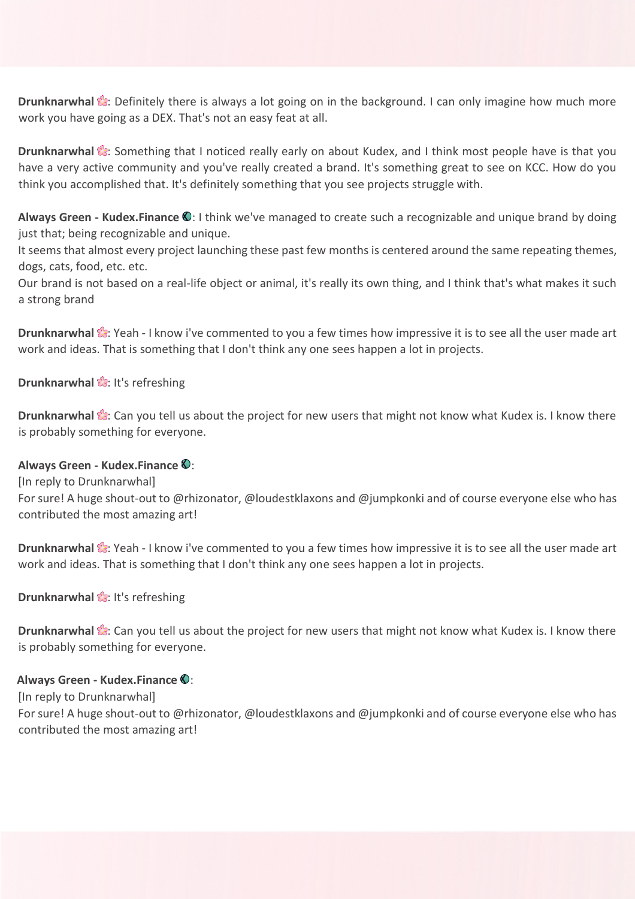**Drunknarwhal** 🌸: Definitely there is always a lot going on in the background. I can only imagine how much more work you have going as a DEX. That's not an easy feat at all.

**Drunknarwhal** 🌸: Something that I noticed really early on about Kudex, and I think most people have is that you have a very active community and you've really created a brand. It's something great to see on KCC. How do you think you accomplished that. It's definitely something that you see projects struggle with.

**Always Green - Kudex.Finance** 🌎: I think we've managed to create such a recognizable and unique brand by doing just that; being recognizable and unique.
It seems that almost every project launching these past few months is centered around the same repeating themes, dogs, cats, food, etc. etc.
Our brand is not based on a real-life object or animal, it's really its own thing, and I think that's what makes it such a strong brand

**Drunknarwhal** 🌸: Yeah - I know i've commented to you a few times how impressive it is to see all the user made art work and ideas. That is something that I don't think any one sees happen a lot in projects.

**Drunknarwhal** 🌸: It's refreshing

**Drunknarwhal** 🌸: Can you tell us about the project for new users that might not know what Kudex is. I know there is probably something for everyone.

**Always Green - Kudex.Finance** 🌎:
[In reply to Drunknarwhal]
For sure! A huge shout-out to @rhizonator, @loudestklaxons and @jumpkonki and of course everyone else who has contributed the most amazing art!

**Drunknarwhal** 🌸: Yeah - I know i've commented to you a few times how impressive it is to see all the user made art work and ideas. That is something that I don't think any one sees happen a lot in projects.

**Drunknarwhal** 🌸: It's refreshing

**Drunknarwhal** 🌸: Can you tell us about the project for new users that might not know what Kudex is. I know there is probably something for everyone.

**Always Green - Kudex.Finance** 🌎:
[In reply to Drunknarwhal]
For sure! A huge shout-out to @rhizonator, @loudestklaxons and @jumpkonki and of course everyone else who has contributed the most amazing art!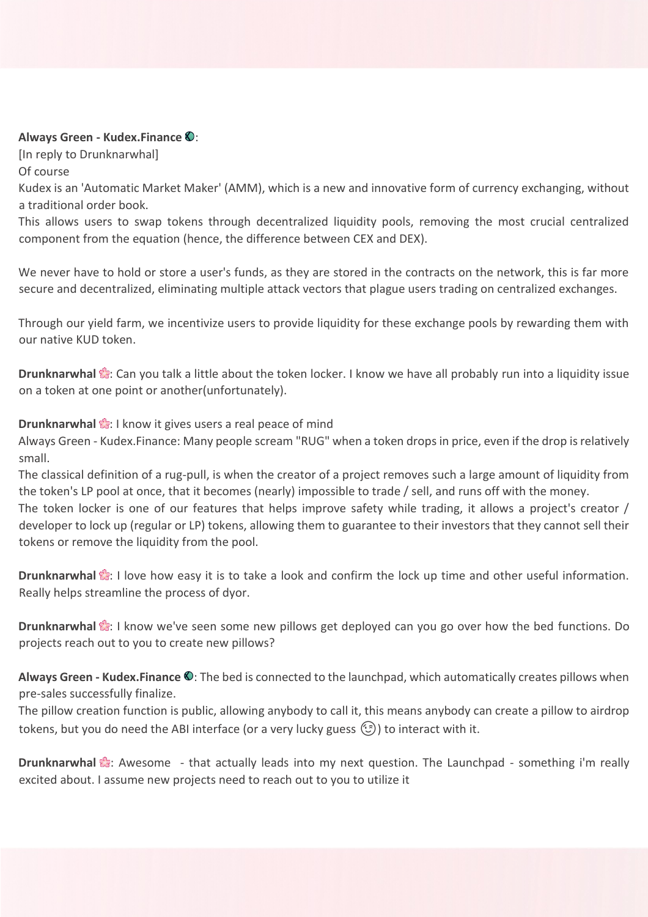**Always Green - Kudex.Finance 🌑**:
[In reply to Drunknarwhal]
Of course
Kudex is an 'Automatic Market Maker' (AMM), which is a new and innovative form of currency exchanging, without a traditional order book.
This allows users to swap tokens through decentralized liquidity pools, removing the most crucial centralized component from the equation (hence, the difference between CEX and DEX).

We never have to hold or store a user's funds, as they are stored in the contracts on the network, this is far more secure and decentralized, eliminating multiple attack vectors that plague users trading on centralized exchanges.

Through our yield farm, we incentivize users to provide liquidity for these exchange pools by rewarding them with our native KUD token.

**Drunknarwhal 🌸**: Can you talk a little about the token locker. I know we have all probably run into a liquidity issue on a token at one point or another(unfortunately).

**Drunknarwhal 🌸**: I know it gives users a real peace of mind
Always Green - Kudex.Finance: Many people scream "RUG" when a token drops in price, even if the drop is relatively small.
The classical definition of a rug-pull, is when the creator of a project removes such a large amount of liquidity from the token's LP pool at once, that it becomes (nearly) impossible to trade / sell, and runs off with the money.
The token locker is one of our features that helps improve safety while trading, it allows a project's creator / developer to lock up (regular or LP) tokens, allowing them to guarantee to their investors that they cannot sell their tokens or remove the liquidity from the pool.

**Drunknarwhal 🌸**: I love how easy it is to take a look and confirm the lock up time and other useful information. Really helps streamline the process of dyor.

**Drunknarwhal 🌸**: I know we've seen some new pillows get deployed can you go over how the bed functions. Do projects reach out to you to create new pillows?

**Always Green - Kudex.Finance 🌑**: The bed is connected to the launchpad, which automatically creates pillows when pre-sales successfully finalize.
The pillow creation function is public, allowing anybody to call it, this means anybody can create a pillow to airdrop tokens, but you do need the ABI interface (or a very lucky guess 😉) to interact with it.

**Drunknarwhal 🌸**: Awesome - that actually leads into my next question. The Launchpad - something i'm really excited about. I assume new projects need to reach out to you to utilize it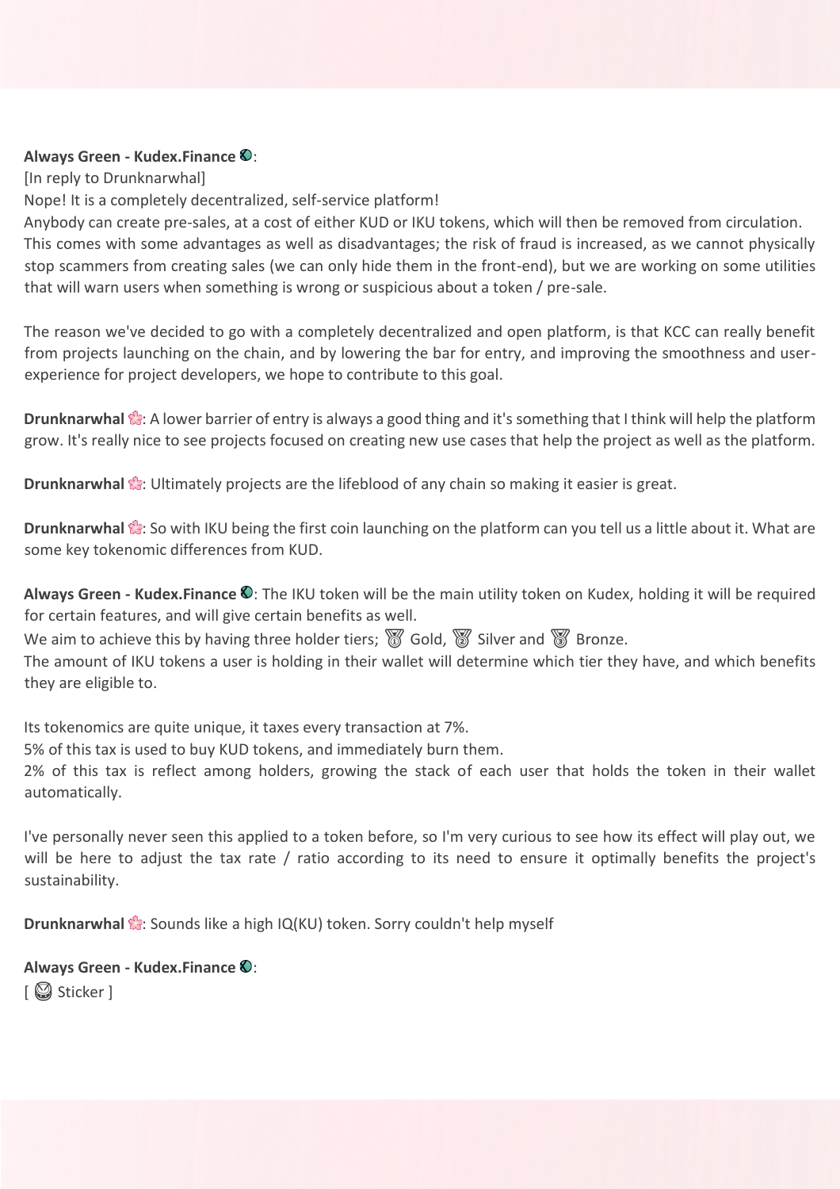**Always Green - Kudex.Finance** 🌑:
[In reply to Drunknarwhal]
Nope! It is a completely decentralized, self-service platform!
Anybody can create pre-sales, at a cost of either KUD or IKU tokens, which will then be removed from circulation. This comes with some advantages as well as disadvantages; the risk of fraud is increased, as we cannot physically stop scammers from creating sales (we can only hide them in the front-end), but we are working on some utilities that will warn users when something is wrong or suspicious about a token / pre-sale.

The reason we've decided to go with a completely decentralized and open platform, is that KCC can really benefit from projects launching on the chain, and by lowering the bar for entry, and improving the smoothness and user-experience for project developers, we hope to contribute to this goal.

**Drunknarwhal** 🌸: A lower barrier of entry is always a good thing and it's something that I think will help the platform grow. It's really nice to see projects focused on creating new use cases that help the project as well as the platform.

**Drunknarwhal** 🌸: Ultimately projects are the lifeblood of any chain so making it easier is great.

**Drunknarwhal** 🌸: So with IKU being the first coin launching on the platform can you tell us a little about it. What are some key tokenomic differences from KUD.

**Always Green - Kudex.Finance** 🌑: The IKU token will be the main utility token on Kudex, holding it will be required for certain features, and will give certain benefits as well.
We aim to achieve this by having three holder tiers; 🥇 Gold, 🥈 Silver and 🥉 Bronze.
The amount of IKU tokens a user is holding in their wallet will determine which tier they have, and which benefits they are eligible to.

Its tokenomics are quite unique, it taxes every transaction at 7%.
5% of this tax is used to buy KUD tokens, and immediately burn them.
2% of this tax is reflect among holders, growing the stack of each user that holds the token in their wallet automatically.

I've personally never seen this applied to a token before, so I'm very curious to see how its effect will play out, we will be here to adjust the tax rate / ratio according to its need to ensure it optimally benefits the project's sustainability.

**Drunknarwhal** 🌸: Sounds like a high IQ(KU) token. Sorry couldn't help myself

**Always Green - Kudex.Finance** 🌑:
[ 😲 Sticker ]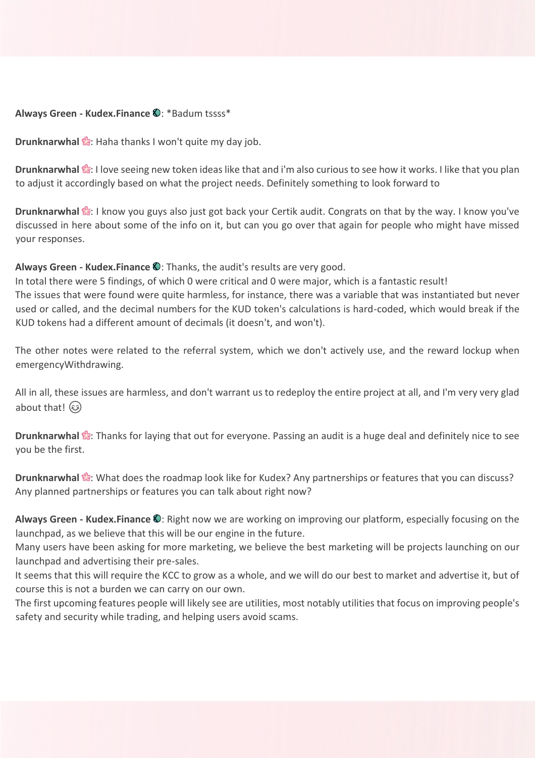**Always Green - Kudex.Finance** 🌎: *Badum tssss*

**Drunknarwhal** 🌸: Haha thanks I won't quite my day job.

**Drunknarwhal** 🌸: I love seeing new token ideas like that and i'm also curious to see how it works. I like that you plan to adjust it accordingly based on what the project needs. Definitely something to look forward to

**Drunknarwhal** 🌸: I know you guys also just got back your Certik audit. Congrats on that by the way. I know you've discussed in here about some of the info on it, but can you go over that again for people who might have missed your responses.

**Always Green - Kudex.Finance** 🌎: Thanks, the audit's results are very good.
In total there were 5 findings, of which 0 were critical and 0 were major, which is a fantastic result!
The issues that were found were quite harmless, for instance, there was a variable that was instantiated but never used or called, and the decimal numbers for the KUD token's calculations is hard-coded, which would break if the KUD tokens had a different amount of decimals (it doesn't, and won't).

The other notes were related to the referral system, which we don't actively use, and the reward lockup when emergencyWithdrawing.

All in all, these issues are harmless, and don't warrant us to redeploy the entire project at all, and I'm very very glad about that! 😊

**Drunknarwhal** 🌸: Thanks for laying that out for everyone. Passing an audit is a huge deal and definitely nice to see you be the first.

**Drunknarwhal** 🌸: What does the roadmap look like for Kudex? Any partnerships or features that you can discuss? Any planned partnerships or features you can talk about right now?

**Always Green - Kudex.Finance** 🌎: Right now we are working on improving our platform, especially focusing on the launchpad, as we believe that this will be our engine in the future.
Many users have been asking for more marketing, we believe the best marketing will be projects launching on our launchpad and advertising their pre-sales.
It seems that this will require the KCC to grow as a whole, and we will do our best to market and advertise it, but of course this is not a burden we can carry on our own.
The first upcoming features people will likely see are utilities, most notably utilities that focus on improving people's safety and security while trading, and helping users avoid scams.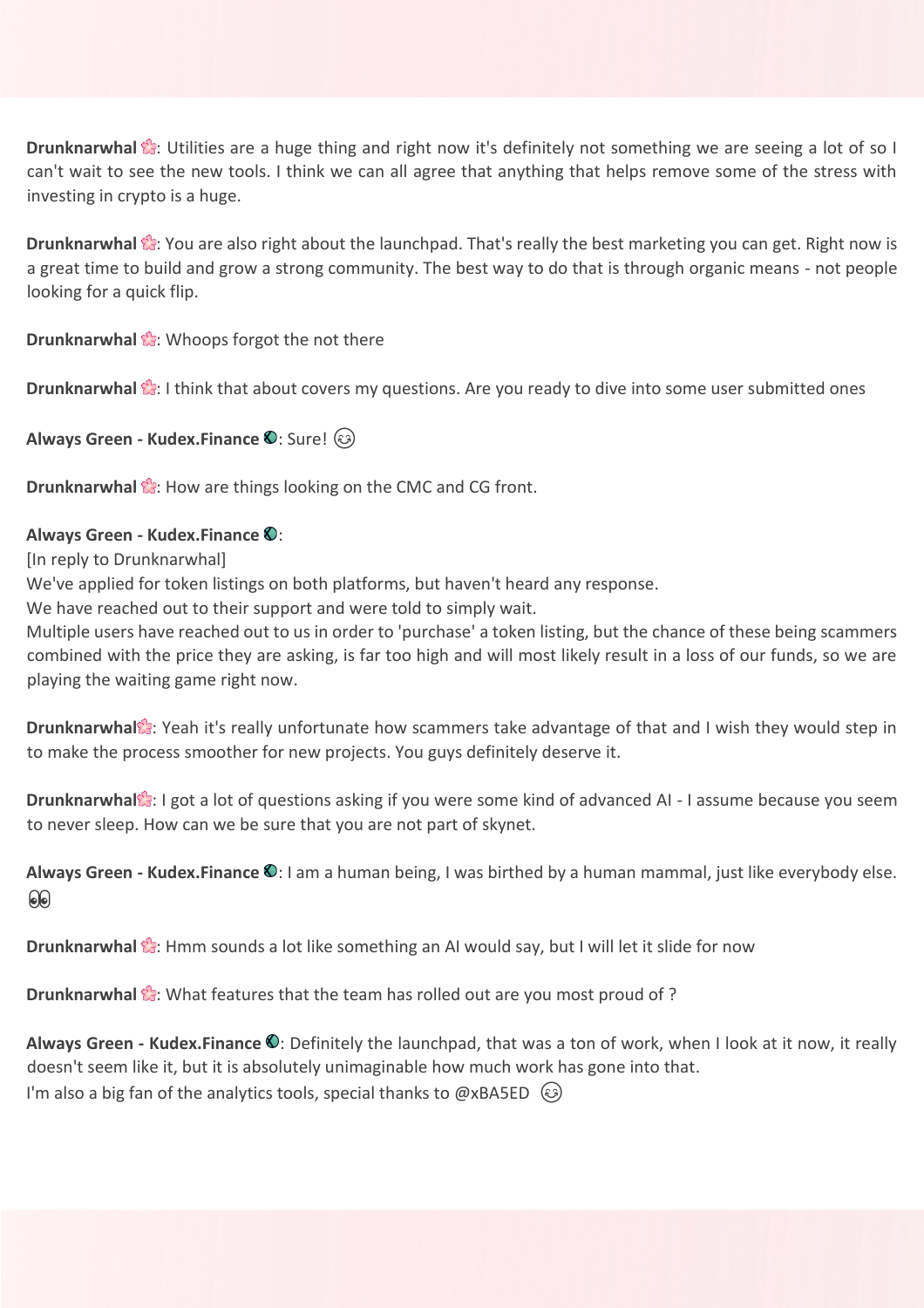**Drunknarwhal** 🌸: Utilities are a huge thing and right now it's definitely not something we are seeing a lot of so I can't wait to see the new tools. I think we can all agree that anything that helps remove some of the stress with investing in crypto is a huge.

**Drunknarwhal** 🌸: You are also right about the launchpad. That's really the best marketing you can get. Right now is a great time to build and grow a strong community. The best way to do that is through organic means - not people looking for a quick flip.

**Drunknarwhal** 🌸: Whoops forgot the not there

**Drunknarwhal** 🌸: I think that about covers my questions. Are you ready to dive into some user submitted ones

**Always Green - Kudex.Finance** 🌍: Sure! 😉

**Drunknarwhal** 🌸: How are things looking on the CMC and CG front.

**Always Green - Kudex.Finance** 🌍:
[In reply to Drunknarwhal]
We've applied for token listings on both platforms, but haven't heard any response.
We have reached out to their support and were told to simply wait.
Multiple users have reached out to us in order to 'purchase' a token listing, but the chance of these being scammers combined with the price they are asking, is far too high and will most likely result in a loss of our funds, so we are playing the waiting game right now.

**Drunknarwhal**🌸: Yeah it's really unfortunate how scammers take advantage of that and I wish they would step in to make the process smoother for new projects. You guys definitely deserve it.

**Drunknarwhal**🌸: I got a lot of questions asking if you were some kind of advanced AI - I assume because you seem to never sleep. How can we be sure that you are not part of skynet.

**Always Green - Kudex.Finance** 🌍: I am a human being, I was birthed by a human mammal, just like everybody else. 👀

**Drunknarwhal** 🌸: Hmm sounds a lot like something an AI would say, but I will let it slide for now

**Drunknarwhal** 🌸: What features that the team has rolled out are you most proud of ?

**Always Green - Kudex.Finance** 🌍: Definitely the launchpad, that was a ton of work, when I look at it now, it really doesn't seem like it, but it is absolutely unimaginable how much work has gone into that.
I'm also a big fan of the analytics tools, special thanks to @xBA5ED 😉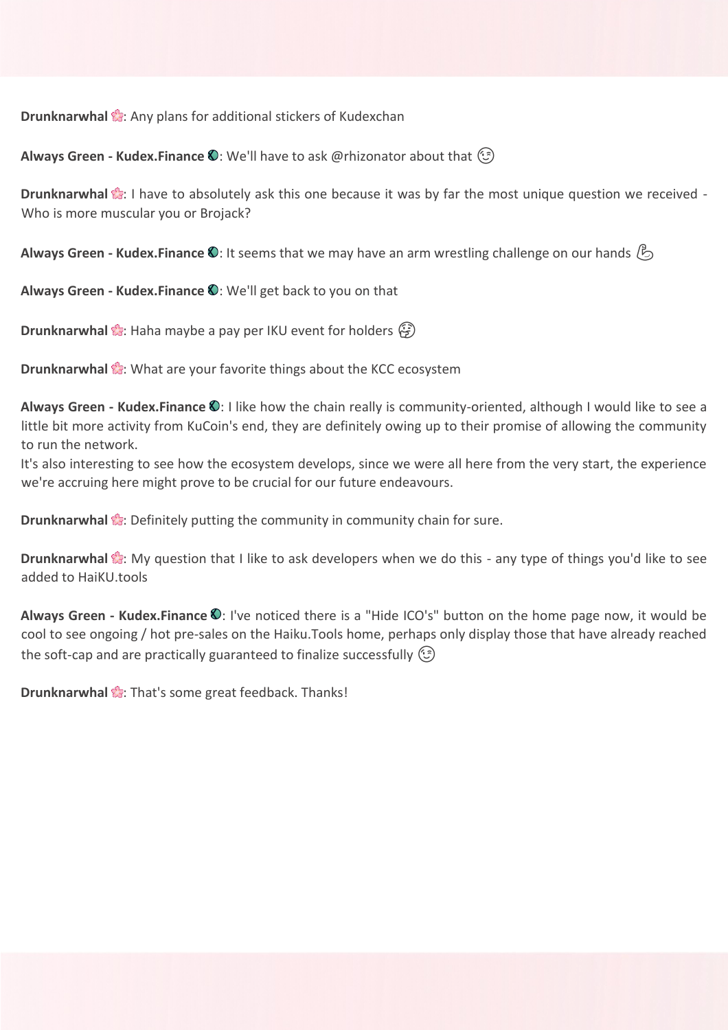**Drunknarwhal** 🌸: Any plans for additional stickers of Kudexchan

**Always Green - Kudex.Finance** 🌍: We'll have to ask @rhizonator about that 😉

**Drunknarwhal** 🌸: I have to absolutely ask this one because it was by far the most unique question we received - Who is more muscular you or Brojack?

**Always Green - Kudex.Finance** 🌍: It seems that we may have an arm wrestling challenge on our hands 💪

**Always Green - Kudex.Finance** 🌍: We'll get back to you on that

**Drunknarwhal** 🌸: Haha maybe a pay per IKU event for holders 🤑

**Drunknarwhal** 🌸: What are your favorite things about the KCC ecosystem

**Always Green - Kudex.Finance** 🌍: I like how the chain really is community-oriented, although I would like to see a little bit more activity from KuCoin's end, they are definitely owing up to their promise of allowing the community to run the network.
It's also interesting to see how the ecosystem develops, since we were all here from the very start, the experience we're accruing here might prove to be crucial for our future endeavours.

**Drunknarwhal** 🌸: Definitely putting the community in community chain for sure.

**Drunknarwhal** 🌸: My question that I like to ask developers when we do this - any type of things you'd like to see added to HaiKU.tools

**Always Green - Kudex.Finance** 🌍: I've noticed there is a "Hide ICO's" button on the home page now, it would be cool to see ongoing / hot pre-sales on the Haiku.Tools home, perhaps only display those that have already reached the soft-cap and are practically guaranteed to finalize successfully 😉

**Drunknarwhal** 🌸: That's some great feedback. Thanks!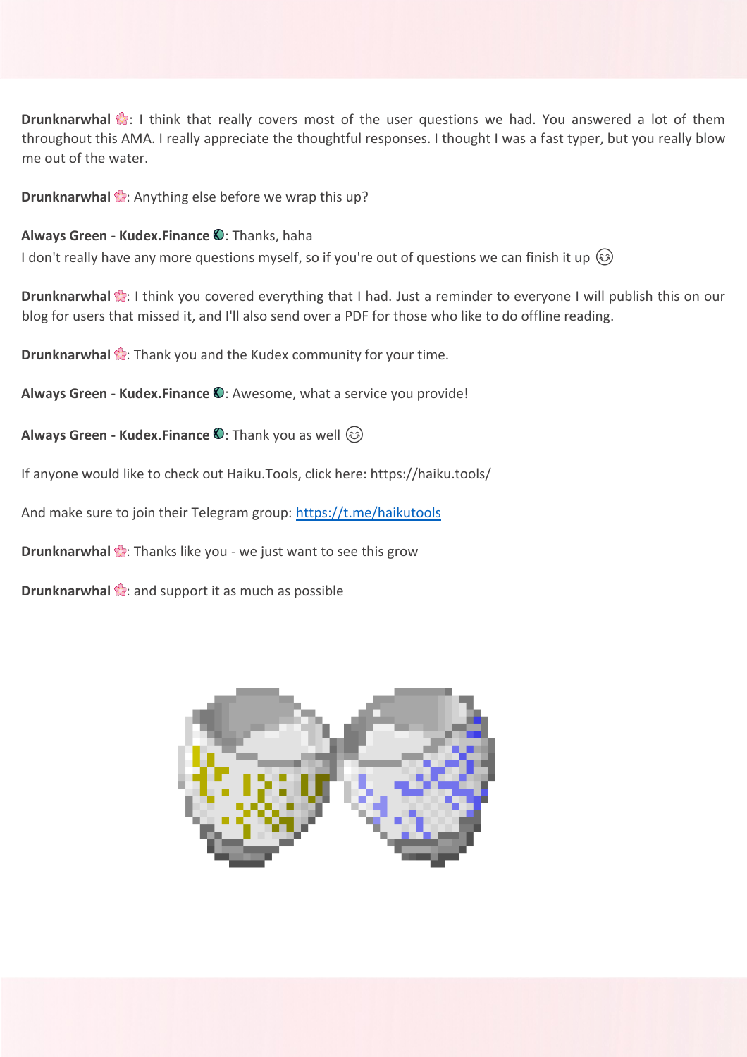**Drunknarwhal** 🌸: I think that really covers most of the user questions we had. You answered a lot of them throughout this AMA. I really appreciate the thoughtful responses. I thought I was a fast typer, but you really blow me out of the water.

**Drunknarwhal** 🌸: Anything else before we wrap this up?

**Always Green - Kudex.Finance** 🌎: Thanks, haha
I don't really have any more questions myself, so if you're out of questions we can finish it up 😊

**Drunknarwhal** 🌸: I think you covered everything that I had. Just a reminder to everyone I will publish this on our blog for users that missed it, and I'll also send over a PDF for those who like to do offline reading.

**Drunknarwhal** 🌸: Thank you and the Kudex community for your time.

**Always Green - Kudex.Finance** 🌎: Awesome, what a service you provide!

**Always Green - Kudex.Finance** 🌎: Thank you as well 😊

If anyone would like to check out Haiku.Tools, click here: https://haiku.tools/

And make sure to join their Telegram group: https://t.me/haikutools

**Drunknarwhal** 🌸: Thanks like you - we just want to see this grow

**Drunknarwhal** 🌸: and support it as much as possible